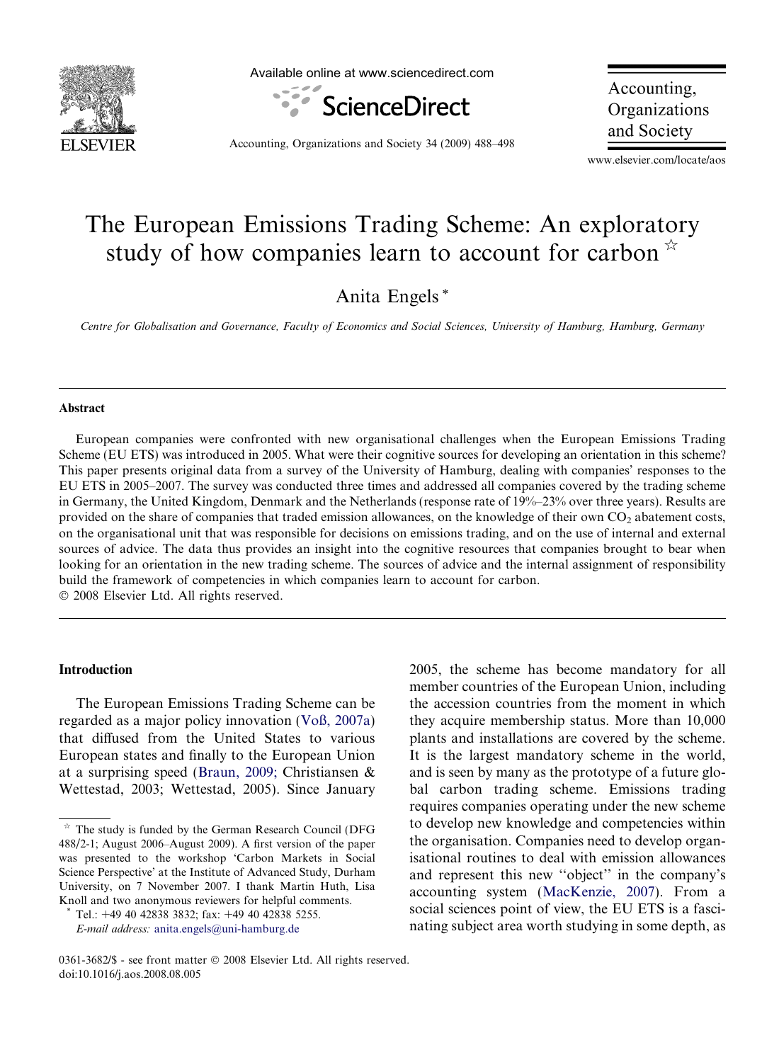# The European Emissions Trading Scheme: An exploratory study of how companies learn to account for carbon ☆

Anita Engels *

*Centre for Globalisation and Governance, Faculty of Economics and Social Sciences, University of Hamburg, Hamburg, Germany*

## Abstract

European companies were confronted with new organisational challenges when the European Emissions Trading Scheme (EU ETS) was introduced in 2005. What were their cognitive sources for developing an orientation in this scheme? This paper presents original data from a survey of the University of Hamburg, dealing with companies' responses to the EU ETS in 2005–2007. The survey was conducted three times and addressed all companies covered by the trading scheme in Germany, the United Kingdom, Denmark and the Netherlands (response rate of 19%–23% over three years). Results are provided on the share of companies that traded emission allowances, on the knowledge of their own $CO_2$ abatement costs, on the organisational unit that was responsible for decisions on emissions trading, and on the use of internal and external sources of advice. The data thus provides an insight into the cognitive resources that companies brought to bear when looking for an orientation in the new trading scheme. The sources of advice and the internal assignment of responsibility build the framework of competencies in which companies learn to account for carbon.

© 2008 Elsevier Ltd. All rights reserved.

## Introduction

The European Emissions Trading Scheme can be regarded as a major policy innovation (Voß, 2007a) that diffused from the United States to various European states and finally to the European Union at a surprising speed (Braun, 2009; Christiansen & Wettestad, 2003; Wettestad, 2005). Since January 2005, the scheme has become mandatory for all member countries of the European Union, including the accession countries from the moment in which they acquire membership status. More than 10,000 plants and installations are covered by the scheme. It is the largest mandatory scheme in the world, and is seen by many as the prototype of a future global carbon trading scheme. Emissions trading requires companies operating under the new scheme to develop new knowledge and competencies within the organisation. Companies need to develop organisational routines to deal with emission allowances and represent this new "object" in the company's accounting system (MacKenzie, 2007). From a social sciences point of view, the EU ETS is a fascinating subject area worth studying in some depth, as

☆ The study is funded by the German Research Council (DFG 488/2-1; August 2006–August 2009). A first version of the paper was presented to the workshop 'Carbon Markets in Social Science Perspective' at the Institute of Advanced Study, Durham University, on 7 November 2007. I thank Martin Huth, Lisa Knoll and two anonymous reviewers for helpful comments.

\* Tel.: +49 40 42838 3832; fax: +49 40 42838 5255.
*E-mail address:* anita.engels@uni-hamburg.de

0361-3682/$ - see front matter © 2008 Elsevier Ltd. All rights reserved.
doi:10.1016/j.aos.2008.08.005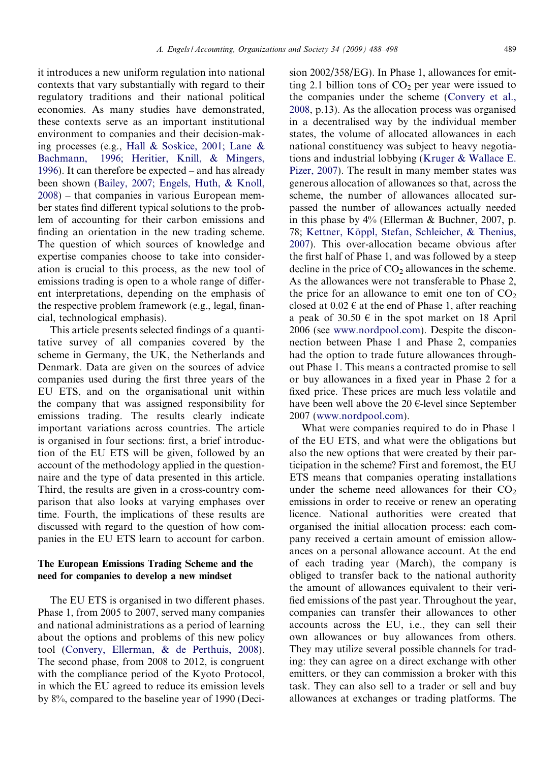it introduces a new uniform regulation into national contexts that vary substantially with regard to their regulatory traditions and their national political economies. As many studies have demonstrated, these contexts serve as an important institutional environment to companies and their decision-making processes (e.g., Hall & Soskice, 2001; Lane & Bachmann, 1996; Heritier, Knill, & Mingers, 1996). It can therefore be expected – and has already been shown (Bailey, 2007; Engels, Huth, & Knoll, 2008) – that companies in various European member states find different typical solutions to the problem of accounting for their carbon emissions and finding an orientation in the new trading scheme. The question of which sources of knowledge and expertise companies choose to take into consideration is crucial to this process, as the new tool of emissions trading is open to a whole range of different interpretations, depending on the emphasis of the respective problem framework (e.g., legal, financial, technological emphasis).

This article presents selected findings of a quantitative survey of all companies covered by the scheme in Germany, the UK, the Netherlands and Denmark. Data are given on the sources of advice companies used during the first three years of the EU ETS, and on the organisational unit within the company that was assigned responsibility for emissions trading. The results clearly indicate important variations across countries. The article is organised in four sections: first, a brief introduction of the EU ETS will be given, followed by an account of the methodology applied in the questionnaire and the type of data presented in this article. Third, the results are given in a cross-country comparison that also looks at varying emphases over time. Fourth, the implications of these results are discussed with regard to the question of how companies in the EU ETS learn to account for carbon.

## The European Emissions Trading Scheme and the need for companies to develop a new mindset

The EU ETS is organised in two different phases. Phase 1, from 2005 to 2007, served many companies and national administrations as a period of learning about the options and problems of this new policy tool (Convery, Ellerman, & de Perthuis, 2008). The second phase, from 2008 to 2012, is congruent with the compliance period of the Kyoto Protocol, in which the EU agreed to reduce its emission levels by 8%, compared to the baseline year of 1990 (Decision 2002/358/EG). In Phase 1, allowances for emitting 2.1 billion tons of $CO_2$ per year were issued to the companies under the scheme (Convery et al., 2008, p.13). As the allocation process was organised in a decentralised way by the individual member states, the volume of allocated allowances in each national constituency was subject to heavy negotiations and industrial lobbying (Kruger & Wallace E. Pizer, 2007). The result in many member states was generous allocation of allowances so that, across the scheme, the number of allowances allocated surpassed the number of allowances actually needed in this phase by 4% (Ellerman & Buchner, 2007, p. 78; Kettner, Köppl, Stefan, Schleicher, & Thenius, 2007). This over-allocation became obvious after the first half of Phase 1, and was followed by a steep decline in the price of $CO_2$ allowances in the scheme. As the allowances were not transferable to Phase 2, the price for an allowance to emit one ton of $CO_2$ closed at 0.02 € at the end of Phase 1, after reaching a peak of 30.50 € in the spot market on 18 April 2006 (see www.nordpool.com). Despite the disconnection between Phase 1 and Phase 2, companies had the option to trade future allowances throughout Phase 1. This means a contracted promise to sell or buy allowances in a fixed year in Phase 2 for a fixed price. These prices are much less volatile and have been well above the 20 €-level since September 2007 (www.nordpool.com).

What were companies required to do in Phase 1 of the EU ETS, and what were the obligations but also the new options that were created by their participation in the scheme? First and foremost, the EU ETS means that companies operating installations under the scheme need allowances for their $CO_2$ emissions in order to receive or renew an operating licence. National authorities were created that organised the initial allocation process: each company received a certain amount of emission allowances on a personal allowance account. At the end of each trading year (March), the company is obliged to transfer back to the national authority the amount of allowances equivalent to their verified emissions of the past year. Throughout the year, companies can transfer their allowances to other accounts across the EU, i.e., they can sell their own allowances or buy allowances from others. They may utilize several possible channels for trading: they can agree on a direct exchange with other emitters, or they can commission a broker with this task. They can also sell to a trader or sell and buy allowances at exchanges or trading platforms. The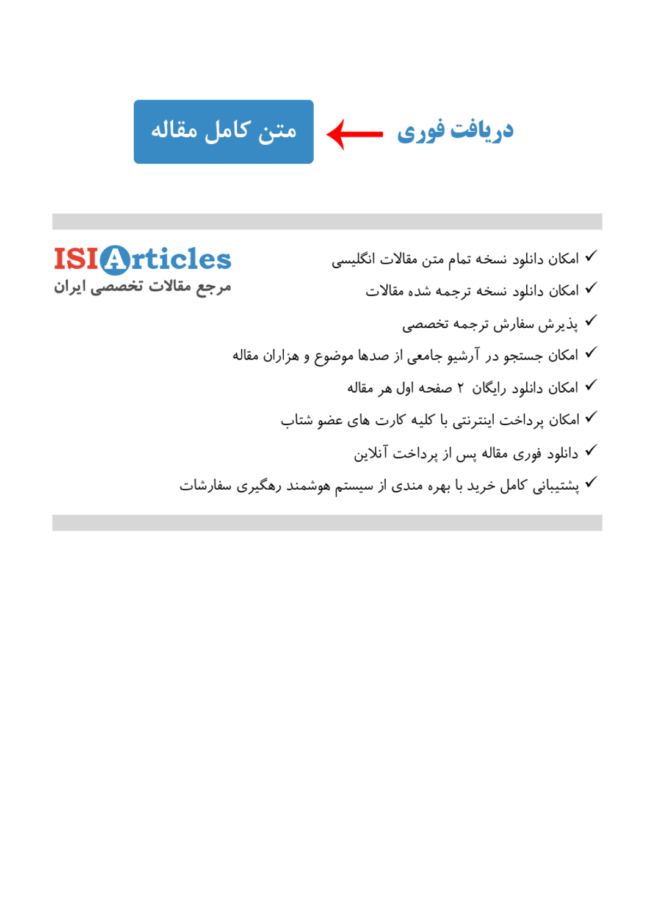دریافت فوری ← متن کامل مقاله

**ISIArticles**
مرجع مقالات تخصصی ایران

- ✓ امکان دانلود نسخه تمام متن مقالات انگلیسی
- ✓ امکان دانلود نسخه ترجمه شده مقالات
- ✓ پذیرش سفارش ترجمه تخصصی
- ✓ امکان جستجو در آرشیو جامعی از صدها موضوع و هزاران مقاله
- ✓ امکان دانلود رایگان ۲ صفحه اول هر مقاله
- ✓ امکان پرداخت اینترنتی با کلیه کارت های عضو شتاب
- ✓ دانلود فوری مقاله پس از پرداخت آنلاین
- ✓ پشتیبانی کامل خرید با بهره مندی از سیستم هوشمند رهگیری سفارشات